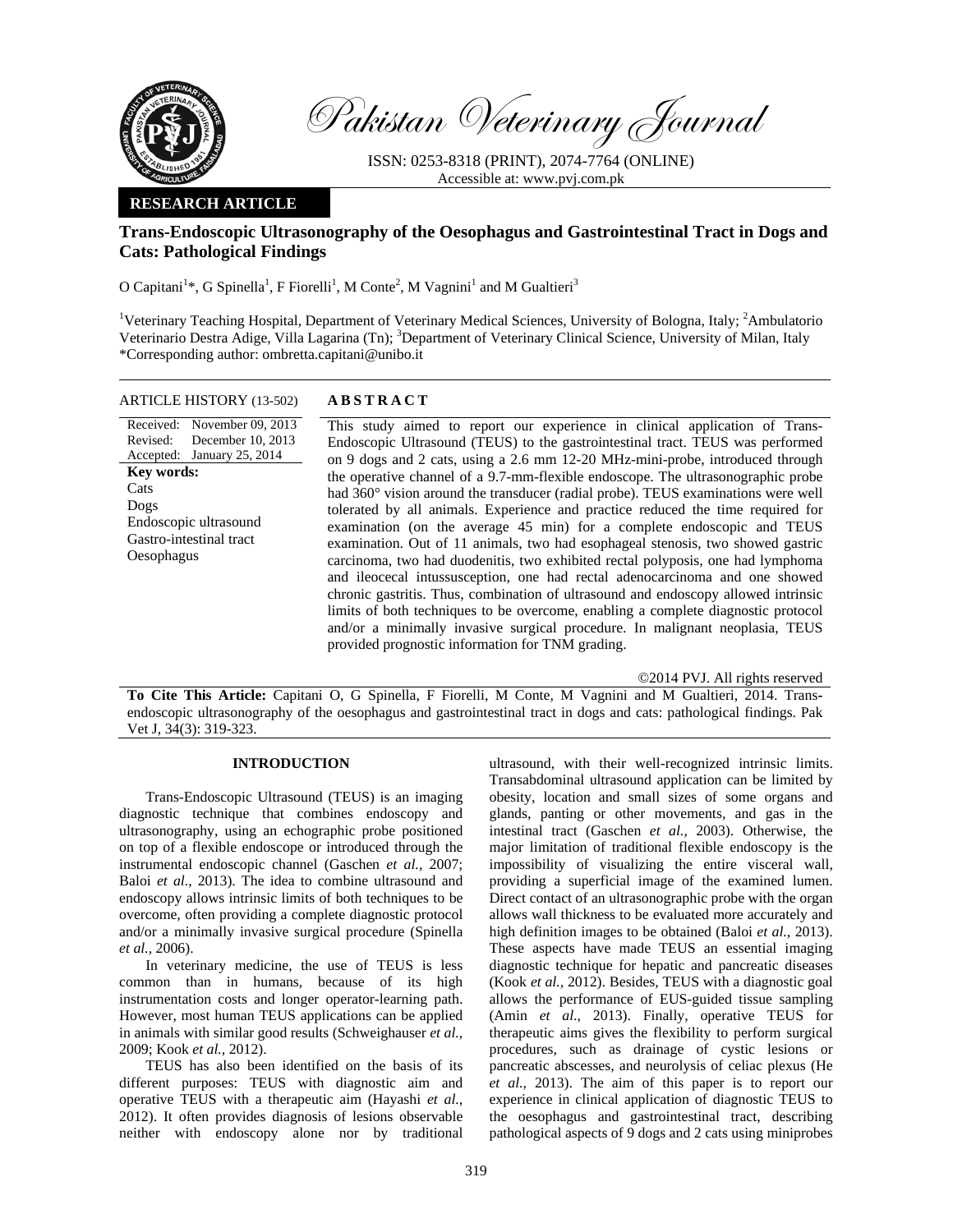Pakistan Veterinary Journal

ISSN: 0253-8318 (PRINT), 2074-7764 (ONLINE)
Accessible at: www.pvj.com.pk

**RESEARCH ARTICLE**

# Trans-Endoscopic Ultrasonography of the Oesophagus and Gastrointestinal Tract in Dogs and Cats: Pathological Findings

O Capitani[1]*, G Spinella[1], F Fiorelli[1], M Conte[2], M Vagnini[1] and M Gualtieri[3]

[1]Veterinary Teaching Hospital, Department of Veterinary Medical Sciences, University of Bologna, Italy; [2]Ambulatorio Veterinario Destra Adige, Villa Lagarina (Tn); [3]Department of Veterinary Clinical Science, University of Milan, Italy
*Corresponding author: ombretta.capitani@unibo.it

ARTICLE HISTORY (13-502)

Received: November 09, 2013
Revised: December 10, 2013
Accepted: January 25, 2014

**Key words:**
Cats
Dogs
Endoscopic ultrasound
Gastro-intestinal tract
Oesophagus

## ABSTRACT

This study aimed to report our experience in clinical application of Trans-Endoscopic Ultrasound (TEUS) to the gastrointestinal tract. TEUS was performed on 9 dogs and 2 cats, using a 2.6 mm 12-20 MHz-mini-probe, introduced through the operative channel of a 9.7-mm-flexible endoscope. The ultrasonographic probe had 360° vision around the transducer (radial probe). TEUS examinations were well tolerated by all animals. Experience and practice reduced the time required for examination (on the average 45 min) for a complete endoscopic and TEUS examination. Out of 11 animals, two had esophageal stenosis, two showed gastric carcinoma, two had duodenitis, two exhibited rectal polyposis, one had lymphoma and ileocecal intussusception, one had rectal adenocarcinoma and one showed chronic gastritis. Thus, combination of ultrasound and endoscopy allowed intrinsic limits of both techniques to be overcome, enabling a complete diagnostic protocol and/or a minimally invasive surgical procedure. In malignant neoplasia, TEUS provided prognostic information for TNM grading.

©2014 PVJ. All rights reserved

**To Cite This Article:** Capitani O, G Spinella, F Fiorelli, M Conte, M Vagnini and M Gualtieri, 2014. Trans-endoscopic ultrasonography of the oesophagus and gastrointestinal tract in dogs and cats: pathological findings. Pak Vet J, 34(3): 319-323.

## INTRODUCTION

Trans-Endoscopic Ultrasound (TEUS) is an imaging diagnostic technique that combines endoscopy and ultrasonography, using an echographic probe positioned on top of a flexible endoscope or introduced through the instrumental endoscopic channel (Gaschen *et al.,* 2007; Baloi *et al*., 2013). The idea to combine ultrasound and endoscopy allows intrinsic limits of both techniques to be overcome, often providing a complete diagnostic protocol and/or a minimally invasive surgical procedure (Spinella *et al.,* 2006).

In veterinary medicine, the use of TEUS is less common than in humans, because of its high instrumentation costs and longer operator-learning path. However, most human TEUS applications can be applied in animals with similar good results (Schweighauser *et al.,* 2009; Kook *et al.,* 2012).

TEUS has also been identified on the basis of its different purposes: TEUS with diagnostic aim and operative TEUS with a therapeutic aim (Hayashi *et al.,* 2012). It often provides diagnosis of lesions observable neither with endoscopy alone nor by traditional ultrasound, with their well-recognized intrinsic limits. Transabdominal ultrasound application can be limited by obesity, location and small sizes of some organs and glands, panting or other movements, and gas in the intestinal tract (Gaschen *et al.,* 2003). Otherwise, the major limitation of traditional flexible endoscopy is the impossibility of visualizing the entire visceral wall, providing a superficial image of the examined lumen. Direct contact of an ultrasonographic probe with the organ allows wall thickness to be evaluated more accurately and high definition images to be obtained (Baloi *et al.,* 2013). These aspects have made TEUS an essential imaging diagnostic technique for hepatic and pancreatic diseases (Kook *et al.,* 2012). Besides, TEUS with a diagnostic goal allows the performance of EUS-guided tissue sampling (Amin *et al*., 2013). Finally, operative TEUS for therapeutic aims gives the flexibility to perform surgical procedures, such as drainage of cystic lesions or pancreatic abscesses, and neurolysis of celiac plexus (He *et al.,* 2013). The aim of this paper is to report our experience in clinical application of diagnostic TEUS to the oesophagus and gastrointestinal tract, describing pathological aspects of 9 dogs and 2 cats using miniprobes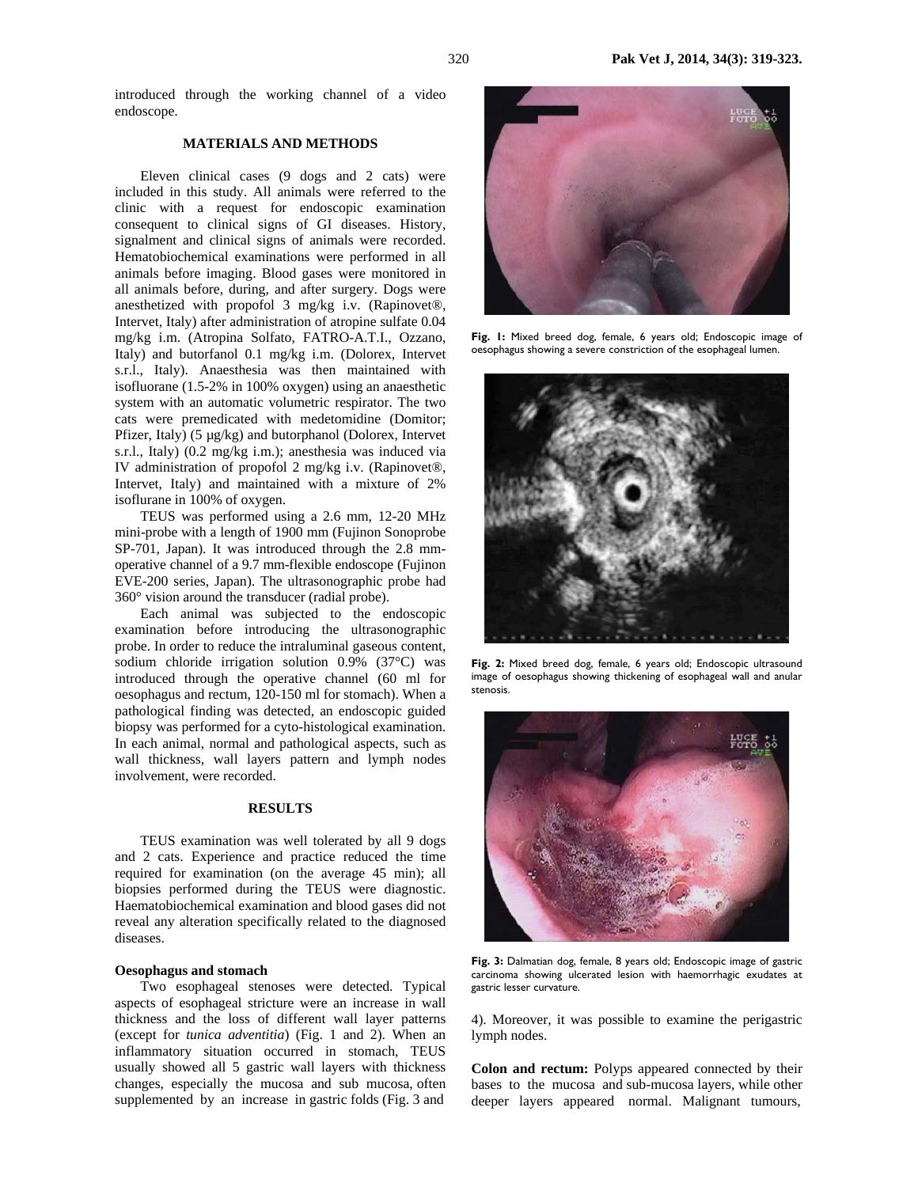introduced through the working channel of a video endoscope.

## MATERIALS AND METHODS

Eleven clinical cases (9 dogs and 2 cats) were included in this study. All animals were referred to the clinic with a request for endoscopic examination consequent to clinical signs of GI diseases. History, signalment and clinical signs of animals were recorded. Hematobiochemical examinations were performed in all animals before imaging. Blood gases were monitored in all animals before, during, and after surgery. Dogs were anesthetized with propofol 3 mg/kg i.v. (Rapinovet®, Intervet, Italy) after administration of atropine sulfate 0.04 mg/kg i.m. (Atropina Solfato, FATRO-A.T.I., Ozzano, Italy) and butorfanol 0.1 mg/kg i.m. (Dolorex, Intervet s.r.l., Italy). Anaesthesia was then maintained with isofluorane (1.5-2% in 100% oxygen) using an anaesthetic system with an automatic volumetric respirator. The two cats were premedicated with medetomidine (Domitor; Pfizer, Italy) (5 µg/kg) and butorphanol (Dolorex, Intervet s.r.l., Italy) (0.2 mg/kg i.m.); anesthesia was induced via IV administration of propofol 2 mg/kg i.v. (Rapinovet®, Intervet, Italy) and maintained with a mixture of 2% isoflurane in 100% of oxygen.

TEUS was performed using a 2.6 mm, 12-20 MHz mini-probe with a length of 1900 mm (Fujinon Sonoprobe SP-701, Japan). It was introduced through the 2.8 mm-operative channel of a 9.7 mm-flexible endoscope (Fujinon EVE-200 series, Japan). The ultrasonographic probe had 360° vision around the transducer (radial probe).

Each animal was subjected to the endoscopic examination before introducing the ultrasonographic probe. In order to reduce the intraluminal gaseous content, sodium chloride irrigation solution 0.9% (37°C) was introduced through the operative channel (60 ml for oesophagus and rectum, 120-150 ml for stomach). When a pathological finding was detected, an endoscopic guided biopsy was performed for a cyto-histological examination. In each animal, normal and pathological aspects, such as wall thickness, wall layers pattern and lymph nodes involvement, were recorded.

## RESULTS

TEUS examination was well tolerated by all 9 dogs and 2 cats. Experience and practice reduced the time required for examination (on the average 45 min); all biopsies performed during the TEUS were diagnostic. Haematobiochemical examination and blood gases did not reveal any alteration specifically related to the diagnosed diseases.

### Oesophagus and stomach

Two esophageal stenoses were detected. Typical aspects of esophageal stricture were an increase in wall thickness and the loss of different wall layer patterns (except for *tunica adventitia*) (Fig. 1 and 2). When an inflammatory situation occurred in stomach, TEUS usually showed all 5 gastric wall layers with thickness changes, especially the mucosa and sub mucosa, often supplemented by an increase in gastric folds (Fig. 3 and 4). Moreover, it was possible to examine the perigastric lymph nodes.

**Fig. 1:** Mixed breed dog, female, 6 years old; Endoscopic image of oesophagus showing a severe constriction of the esophageal lumen.

**Fig. 2:** Mixed breed dog, female, 6 years old; Endoscopic ultrasound image of oesophagus showing thickening of esophageal wall and anular stenosis.

**Fig. 3:** Dalmatian dog, female, 8 years old; Endoscopic image of gastric carcinoma showing ulcerated lesion with haemorrhagic exudates at gastric lesser curvature.

**Colon and rectum:** Polyps appeared connected by their bases to the mucosa and sub-mucosa layers, while other deeper layers appeared normal. Malignant tumours,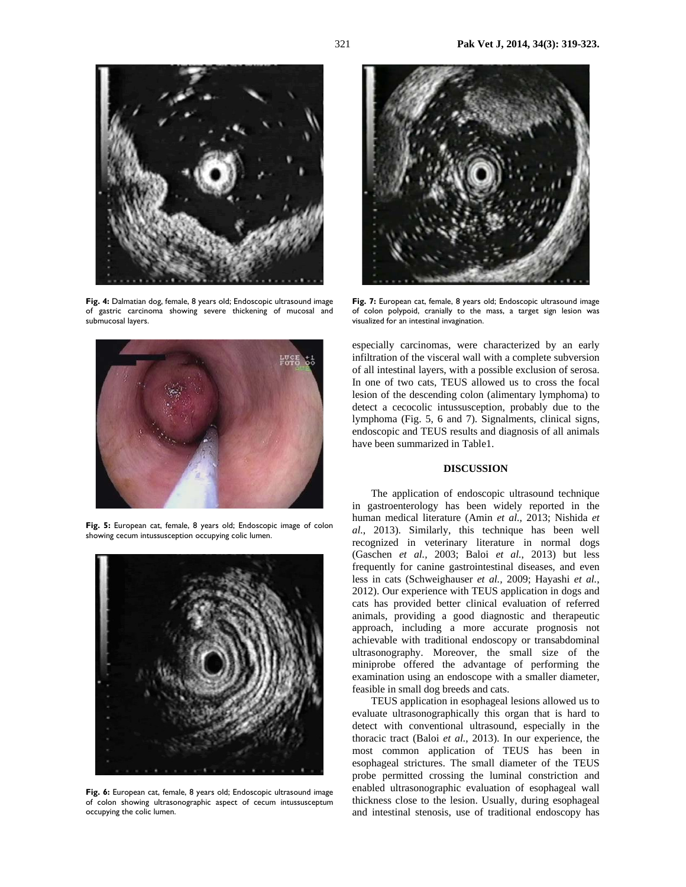**Fig. 4:** Dalmatian dog, female, 8 years old; Endoscopic ultrasound image of gastric carcinoma showing severe thickening of mucosal and submucosal layers.

**Fig. 5:** European cat, female, 8 years old; Endoscopic image of colon showing cecum intussusception occupying colic lumen.

**Fig. 6:** European cat, female, 8 years old; Endoscopic ultrasound image of colon showing ultrasonographic aspect of cecum intussusceptum occupying the colic lumen.

**Fig. 7:** European cat, female, 8 years old; Endoscopic ultrasound image of colon polypoid, cranially to the mass, a target sign lesion was visualized for an intestinal invagination.

especially carcinomas, were characterized by an early infiltration of the visceral wall with a complete subversion of all intestinal layers, with a possible exclusion of serosa. In one of two cats, TEUS allowed us to cross the focal lesion of the descending colon (alimentary lymphoma) to detect a cecocolic intussusception, probably due to the lymphoma (Fig. 5, 6 and 7). Signalments, clinical signs, endoscopic and TEUS results and diagnosis of all animals have been summarized in Table1.

## DISCUSSION

The application of endoscopic ultrasound technique in gastroenterology has been widely reported in the human medical literature (Amin *et al.*, 2013; Nishida *et al.*, 2013). Similarly, this technique has been well recognized in veterinary literature in normal dogs (Gaschen *et al.*, 2003; Baloi *et al.*, 2013) but less frequently for canine gastrointestinal diseases, and even less in cats (Schweighauser *et al.*, 2009; Hayashi *et al.*, 2012). Our experience with TEUS application in dogs and cats has provided better clinical evaluation of referred animals, providing a good diagnostic and therapeutic approach, including a more accurate prognosis not achievable with traditional endoscopy or transabdominal ultrasonography. Moreover, the small size of the miniprobe offered the advantage of performing the examination using an endoscope with a smaller diameter, feasible in small dog breeds and cats.

TEUS application in esophageal lesions allowed us to evaluate ultrasonographically this organ that is hard to detect with conventional ultrasound, especially in the thoracic tract (Baloi *et al*., 2013). In our experience, the most common application of TEUS has been in esophageal strictures. The small diameter of the TEUS probe permitted crossing the luminal constriction and enabled ultrasonographic evaluation of esophageal wall thickness close to the lesion. Usually, during esophageal and intestinal stenosis, use of traditional endoscopy has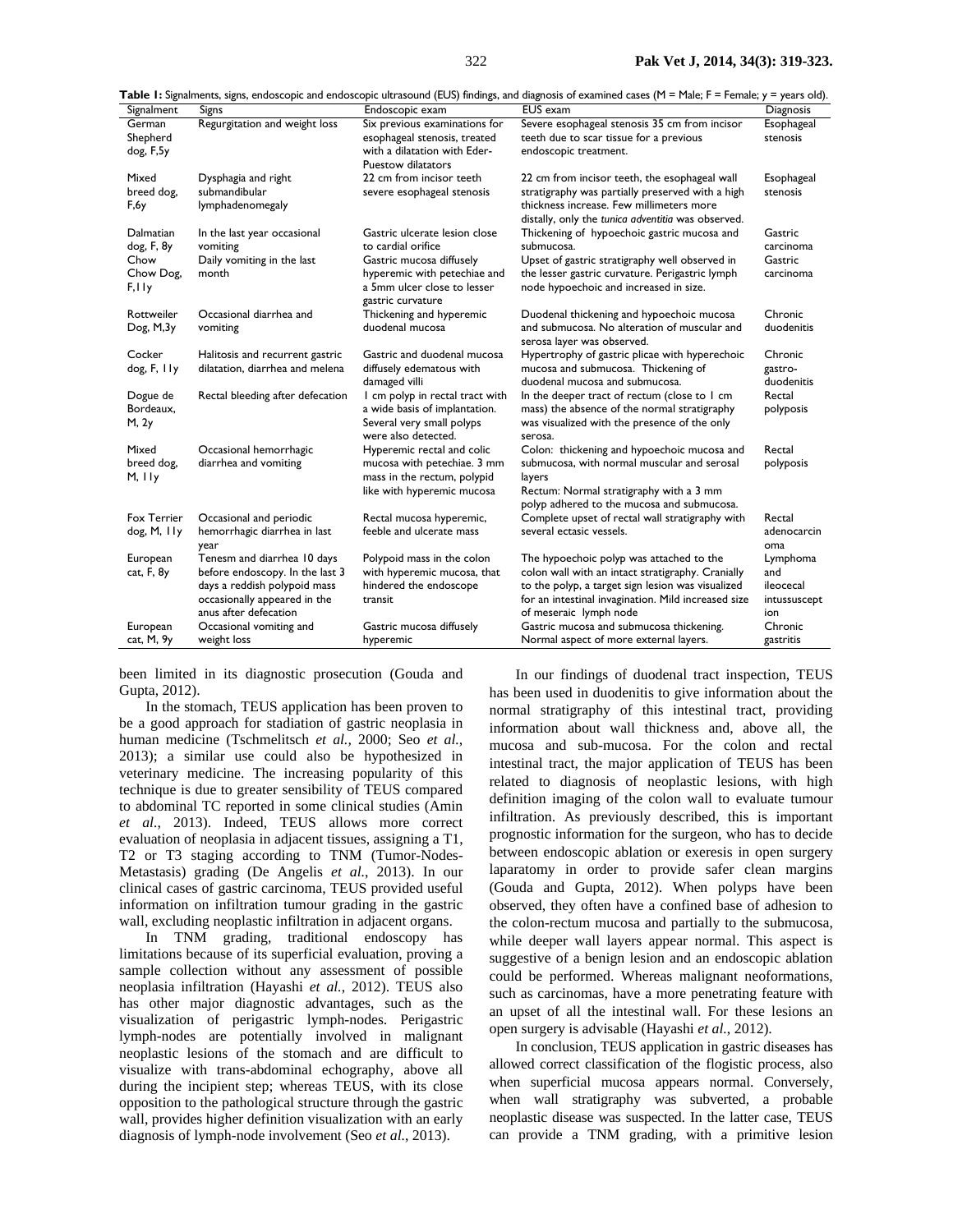**Table 1:** Signalments, signs, endoscopic and endoscopic ultrasound (EUS) findings, and diagnosis of examined cases (M = Male; F = Female; y = years old).

| Signalment | Signs | Endoscopic exam | EUS exam | Diagnosis |
|---|---|---|---|---|
| German Shepherd dog, F,5y | Regurgitation and weight loss | Six previous examinations for esophageal stenosis, treated with a dilatation with Eder-Puestow dilatators | Severe esophageal stenosis 35 cm from incisor teeth due to scar tissue for a previous endoscopic treatment. | Esophageal stenosis |
| Mixed breed dog, F,6y | Dysphagia and right submandibular lymphadenomegaly | 22 cm from incisor teeth severe esophageal stenosis | 22 cm from incisor teeth, the esophageal wall stratigraphy was partially preserved with a high thickness increase. Few millimeters more distally, only the *tunica adventitia* was observed. | Esophageal stenosis |
| Dalmatian dog, F, 8y | In the last year occasional vomiting | Gastric ulcerate lesion close to cardial orifice | Thickening of hypoechoic gastric mucosa and submucosa. | Gastric carcinoma |
| Chow Chow Dog, F,11y | Daily vomiting in the last month | Gastric mucosa diffusely hyperemic with petechiae and a 5mm ulcer close to lesser gastric curvature | Upset of gastric stratigraphy well observed in the lesser gastric curvature. Perigastric lymph node hypoechoic and increased in size. | Gastric carcinoma |
| Rottweiler Dog, M,3y | Occasional diarrhea and vomiting | Thickening and hyperemic duodenal mucosa | Duodenal thickening and hypoechoic mucosa and submucosa. No alteration of muscular and serosa layer was observed. | Chronic duodenitis |
| Cocker dog, F, 11y | Halitosis and recurrent gastric dilatation, diarrhea and melena | Gastric and duodenal mucosa diffusely edematous with damaged villi | Hypertrophy of gastric plicae with hyperechoic mucosa and submucosa. Thickening of duodenal mucosa and submucosa. | Chronic gastro-duodenitis |
| Dogue de Bordeaux, M, 2y | Rectal bleeding after defecation | 1 cm polyp in rectal tract with a wide basis of implantation. Several very small polyps were also detected. | In the deeper tract of rectum (close to 1 cm mass) the absence of the normal stratigraphy was visualized with the presence of the only serosa. | Rectal polyposis |
| Mixed breed dog, M, 11y | Occasional hemorrhagic diarrhea and vomiting | Hyperemic rectal and colic mucosa with petechiae. 3 mm mass in the rectum, polypid like with hyperemic mucosa | Colon: thickening and hypoechoic mucosa and submucosa, with normal muscular and serosal layers<br>Rectum: Normal stratigraphy with a 3 mm polyp adhered to the mucosa and submucosa. | Rectal polyposis |
| Fox Terrier dog, M, 11y | Occasional and periodic hemorrhagic diarrhea in last year | Rectal mucosa hyperemic, feeble and ulcerate mass | Complete upset of rectal wall stratigraphy with several ectasic vessels. | Rectal adenocarcinoma |
| European cat, F, 8y | Tenesm and diarrhea 10 days before endoscopy. In the last 3 days a reddish polypoid mass occasionally appeared in the anus after defecation | Polypoid mass in the colon with hyperemic mucosa, that hindered the endoscope transit | The hypoechoic polyp was attached to the colon wall with an intact stratigraphy. Cranially to the polyp, a target sign lesion was visualized for an intestinal invagination. Mild increased size of meseraic lymph node | Lymphoma and ileocecal intussusception |
| European cat, M, 9y | Occasional vomiting and weight loss | Gastric mucosa diffusely hyperemic | Gastric mucosa and submucosa thickening. Normal aspect of more external layers. | Chronic gastritis |

been limited in its diagnostic prosecution (Gouda and Gupta, 2012).

In the stomach, TEUS application has been proven to be a good approach for stadiation of gastric neoplasia in human medicine (Tschmelitsch *et al.*, 2000; Seo *et al.*, 2013); a similar use could also be hypothesized in veterinary medicine. The increasing popularity of this technique is due to greater sensibility of TEUS compared to abdominal TC reported in some clinical studies (Amin *et al.*, 2013). Indeed, TEUS allows more correct evaluation of neoplasia in adjacent tissues, assigning a T1, T2 or T3 staging according to TNM (Tumor-Nodes-Metastasis) grading (De Angelis *et al.*, 2013). In our clinical cases of gastric carcinoma, TEUS provided useful information on infiltration tumour grading in the gastric wall, excluding neoplastic infiltration in adjacent organs.

In TNM grading, traditional endoscopy has limitations because of its superficial evaluation, proving a sample collection without any assessment of possible neoplasia infiltration (Hayashi *et al.*, 2012). TEUS also has other major diagnostic advantages, such as the visualization of perigastric lymph-nodes. Perigastric lymph-nodes are potentially involved in malignant neoplastic lesions of the stomach and are difficult to visualize with trans-abdominal echography, above all during the incipient step; whereas TEUS, with its close opposition to the pathological structure through the gastric wall, provides higher definition visualization with an early diagnosis of lymph-node involvement (Seo *et al.*, 2013).

In our findings of duodenal tract inspection, TEUS has been used in duodenitis to give information about the normal stratigraphy of this intestinal tract, providing information about wall thickness and, above all, the mucosa and sub-mucosa. For the colon and rectal intestinal tract, the major application of TEUS has been related to diagnosis of neoplastic lesions, with high definition imaging of the colon wall to evaluate tumour infiltration. As previously described, this is important prognostic information for the surgeon, who has to decide between endoscopic ablation or exeresis in open surgery laparatomy in order to provide safer clean margins (Gouda and Gupta, 2012). When polyps have been observed, they often have a confined base of adhesion to the colon-rectum mucosa and partially to the submucosa, while deeper wall layers appear normal. This aspect is suggestive of a benign lesion and an endoscopic ablation could be performed. Whereas malignant neoformations, such as carcinomas, have a more penetrating feature with an upset of all the intestinal wall. For these lesions an open surgery is advisable (Hayashi *et al.*, 2012).

In conclusion, TEUS application in gastric diseases has allowed correct classification of the flogistic process, also when superficial mucosa appears normal. Conversely, when wall stratigraphy was subverted, a probable neoplastic disease was suspected. In the latter case, TEUS can provide a TNM grading, with a primitive lesion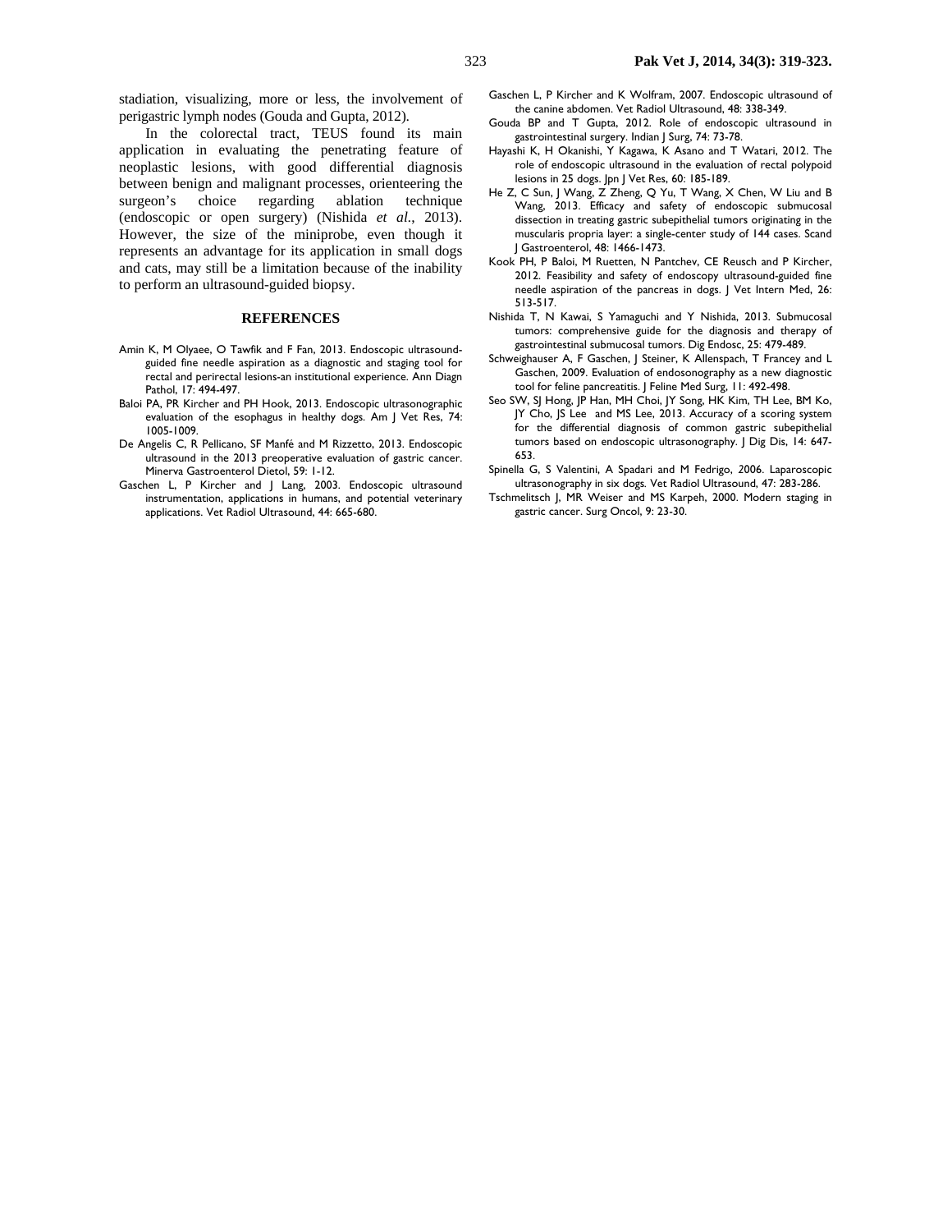stadiation, visualizing, more or less, the involvement of perigastric lymph nodes (Gouda and Gupta, 2012).

In the colorectal tract, TEUS found its main application in evaluating the penetrating feature of neoplastic lesions, with good differential diagnosis between benign and malignant processes, orienteering the surgeon's choice regarding ablation technique (endoscopic or open surgery) (Nishida *et al.*, 2013). However, the size of the miniprobe, even though it represents an advantage for its application in small dogs and cats, may still be a limitation because of the inability to perform an ultrasound-guided biopsy.

## REFERENCES

Amin K, M Olyaee, O Tawfik and F Fan, 2013. Endoscopic ultrasound-guided fine needle aspiration as a diagnostic and staging tool for rectal and perirectal lesions-an institutional experience. Ann Diagn Pathol, 17: 494-497.

Baloi PA, PR Kircher and PH Hook, 2013. Endoscopic ultrasonographic evaluation of the esophagus in healthy dogs. Am J Vet Res, 74: 1005-1009.

De Angelis C, R Pellicano, SF Manfé and M Rizzetto, 2013. Endoscopic ultrasound in the 2013 preoperative evaluation of gastric cancer. Minerva Gastroenterol Dietol, 59: 1-12.

Gaschen L, P Kircher and J Lang, 2003. Endoscopic ultrasound instrumentation, applications in humans, and potential veterinary applications. Vet Radiol Ultrasound, 44: 665-680.

Gaschen L, P Kircher and K Wolfram, 2007. Endoscopic ultrasound of the canine abdomen. Vet Radiol Ultrasound, 48: 338-349.

Gouda BP and T Gupta, 2012. Role of endoscopic ultrasound in gastrointestinal surgery. Indian J Surg, 74: 73-78.

Hayashi K, H Okanishi, Y Kagawa, K Asano and T Watari, 2012. The role of endoscopic ultrasound in the evaluation of rectal polypoid lesions in 25 dogs. Jpn J Vet Res, 60: 185-189.

He Z, C Sun, J Wang, Z Zheng, Q Yu, T Wang, X Chen, W Liu and B Wang, 2013. Efficacy and safety of endoscopic submucosal dissection in treating gastric subepithelial tumors originating in the muscularis propria layer: a single-center study of 144 cases. Scand J Gastroenterol, 48: 1466-1473.

Kook PH, P Baloi, M Ruetten, N Pantchev, CE Reusch and P Kircher, 2012. Feasibility and safety of endoscopy ultrasound-guided fine needle aspiration of the pancreas in dogs. J Vet Intern Med, 26: 513-517.

Nishida T, N Kawai, S Yamaguchi and Y Nishida, 2013. Submucosal tumors: comprehensive guide for the diagnosis and therapy of gastrointestinal submucosal tumors. Dig Endosc, 25: 479-489.

Schweighauser A, F Gaschen, J Steiner, K Allenspach, T Francey and L Gaschen, 2009. Evaluation of endosonography as a new diagnostic tool for feline pancreatitis. J Feline Med Surg, 11: 492-498.

Seo SW, SJ Hong, JP Han, MH Choi, JY Song, HK Kim, TH Lee, BM Ko, JY Cho, JS Lee and MS Lee, 2013. Accuracy of a scoring system for the differential diagnosis of common gastric subepithelial tumors based on endoscopic ultrasonography. J Dig Dis, 14: 647-653.

Spinella G, S Valentini, A Spadari and M Fedrigo, 2006. Laparoscopic ultrasonography in six dogs. Vet Radiol Ultrasound, 47: 283-286.

Tschmelitsch J, MR Weiser and MS Karpeh, 2000. Modern staging in gastric cancer. Surg Oncol, 9: 23-30.